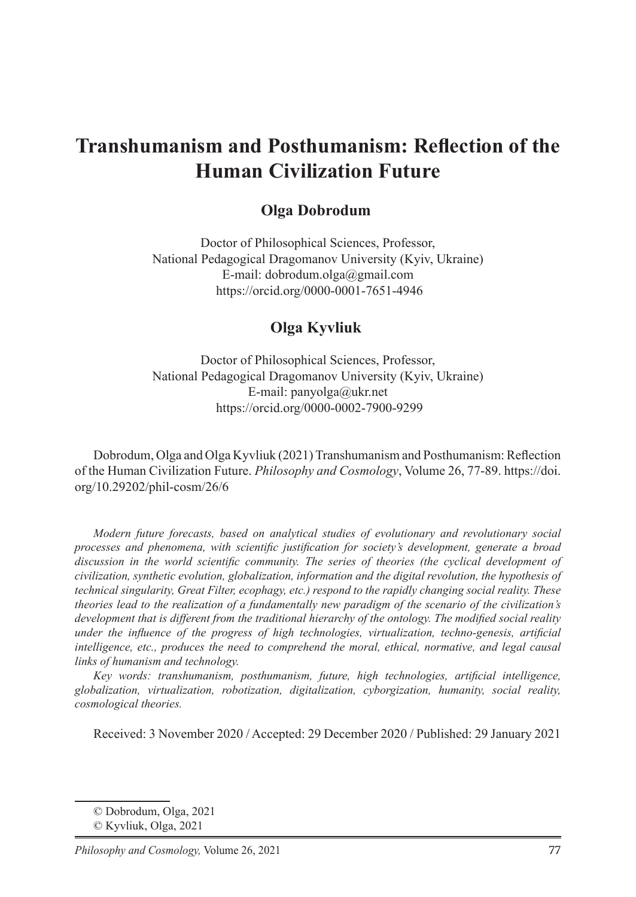# Transhumanism and Posthumanism: Reflection of the Human Civilization Future

## Olga Dobrodum

Doctor of Philosophical Sciences, Professor,
National Pedagogical Dragomanov University (Kyiv, Ukraine)
E-mail: dobrodum.olga@gmail.com
https://orcid.org/0000-0001-7651-4946

## Olga Kyvliuk

Doctor of Philosophical Sciences, Professor,
National Pedagogical Dragomanov University (Kyiv, Ukraine)
E-mail: panyolga@ukr.net
https://orcid.org/0000-0002-7900-9299

Dobrodum, Olga and Olga Kyvliuk (2021) Transhumanism and Posthumanism: Reflection of the Human Civilization Future. *Philosophy and Cosmology*, Volume 26, 77-89. https://doi.org/10.29202/phil-cosm/26/6

*Modern future forecasts, based on analytical studies of evolutionary and revolutionary social processes and phenomena, with scientific justification for society's development, generate a broad discussion in the world scientific community. The series of theories (the cyclical development of civilization, synthetic evolution, globalization, information and the digital revolution, the hypothesis of technical singularity, Great Filter, ecophagy, etc.) respond to the rapidly changing social reality. These theories lead to the realization of a fundamentally new paradigm of the scenario of the civilization's development that is different from the traditional hierarchy of the ontology. The modified social reality under the influence of the progress of high technologies, virtualization, techno-genesis, artificial intelligence, etc., produces the need to comprehend the moral, ethical, normative, and legal causal links of humanism and technology.*

*Key words: transhumanism, posthumanism, future, high technologies, artificial intelligence, globalization, virtualization, robotization, digitalization, cyborgization, humanity, social reality, cosmological theories.*

Received: 3 November 2020 / Accepted: 29 December 2020 / Published: 29 January 2021

© Dobrodum, Olga, 2021

© Kyvliuk, Olga, 2021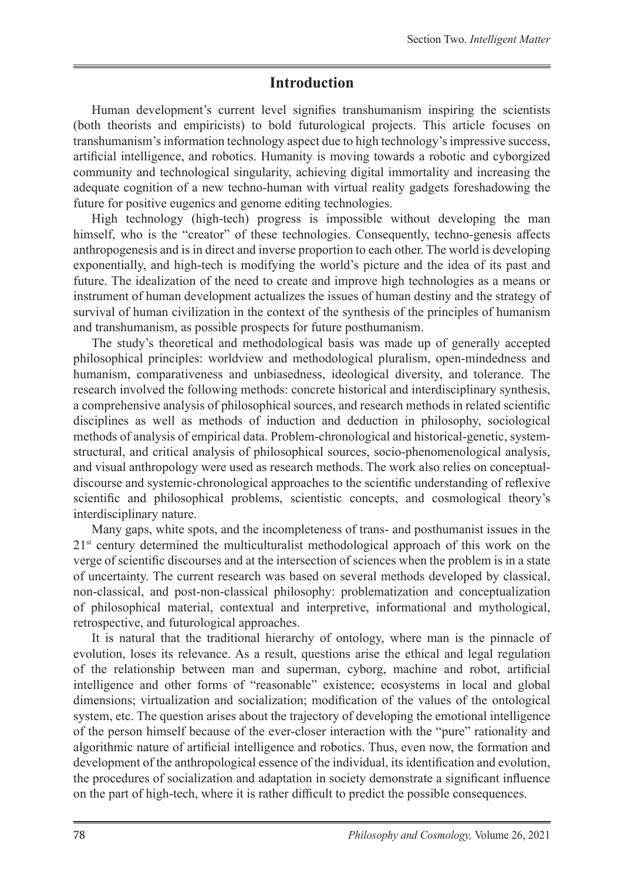## Introduction

Human development's current level signifies transhumanism inspiring the scientists (both theorists and empiricists) to bold futurological projects. This article focuses on transhumanism's information technology aspect due to high technology's impressive success, artificial intelligence, and robotics. Humanity is moving towards a robotic and cyborgized community and technological singularity, achieving digital immortality and increasing the adequate cognition of a new techno-human with virtual reality gadgets foreshadowing the future for positive eugenics and genome editing technologies.

High technology (high-tech) progress is impossible without developing the man himself, who is the "creator" of these technologies. Consequently, techno-genesis affects anthropogenesis and is in direct and inverse proportion to each other. The world is developing exponentially, and high-tech is modifying the world's picture and the idea of its past and future. The idealization of the need to create and improve high technologies as a means or instrument of human development actualizes the issues of human destiny and the strategy of survival of human civilization in the context of the synthesis of the principles of humanism and transhumanism, as possible prospects for future posthumanism.

The study's theoretical and methodological basis was made up of generally accepted philosophical principles: worldview and methodological pluralism, open-mindedness and humanism, comparativeness and unbiasedness, ideological diversity, and tolerance. The research involved the following methods: concrete historical and interdisciplinary synthesis, a comprehensive analysis of philosophical sources, and research methods in related scientific disciplines as well as methods of induction and deduction in philosophy, sociological methods of analysis of empirical data. Problem-chronological and historical-genetic, system-structural, and critical analysis of philosophical sources, socio-phenomenological analysis, and visual anthropology were used as research methods. The work also relies on conceptual-discourse and systemic-chronological approaches to the scientific understanding of reflexive scientific and philosophical problems, scientistic concepts, and cosmological theory's interdisciplinary nature.

Many gaps, white spots, and the incompleteness of trans- and posthumanist issues in the 21st century determined the multiculturalist methodological approach of this work on the verge of scientific discourses and at the intersection of sciences when the problem is in a state of uncertainty. The current research was based on several methods developed by classical, non-classical, and post-non-classical philosophy: problematization and conceptualization of philosophical material, contextual and interpretive, informational and mythological, retrospective, and futurological approaches.

It is natural that the traditional hierarchy of ontology, where man is the pinnacle of evolution, loses its relevance. As a result, questions arise the ethical and legal regulation of the relationship between man and superman, cyborg, machine and robot, artificial intelligence and other forms of "reasonable" existence; ecosystems in local and global dimensions; virtualization and socialization; modification of the values of the ontological system, etc. The question arises about the trajectory of developing the emotional intelligence of the person himself because of the ever-closer interaction with the "pure" rationality and algorithmic nature of artificial intelligence and robotics. Thus, even now, the formation and development of the anthropological essence of the individual, its identification and evolution, the procedures of socialization and adaptation in society demonstrate a significant influence on the part of high-tech, where it is rather difficult to predict the possible consequences.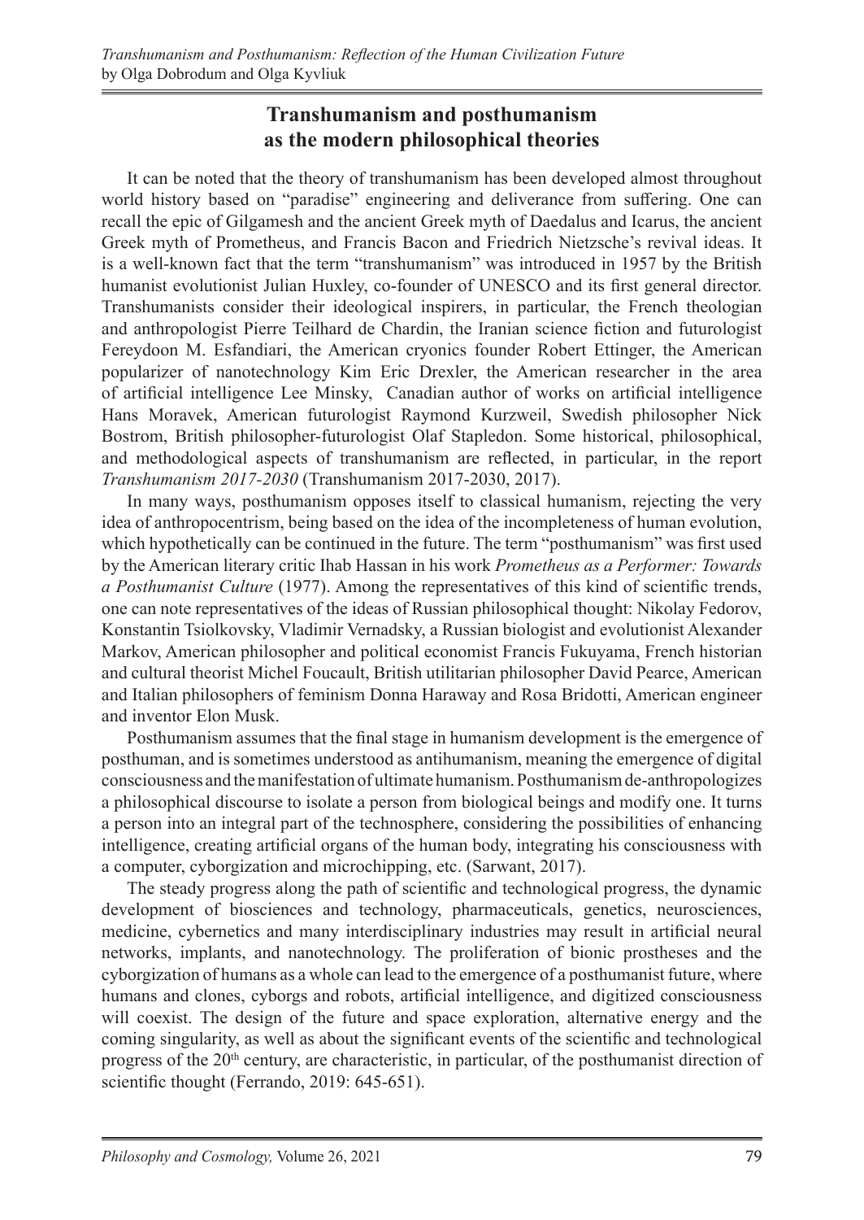## Transhumanism and posthumanism as the modern philosophical theories

It can be noted that the theory of transhumanism has been developed almost throughout world history based on "paradise" engineering and deliverance from suffering. One can recall the epic of Gilgamesh and the ancient Greek myth of Daedalus and Icarus, the ancient Greek myth of Prometheus, and Francis Bacon and Friedrich Nietzsche's revival ideas. It is a well-known fact that the term "transhumanism" was introduced in 1957 by the British humanist evolutionist Julian Huxley, co-founder of UNESCO and its first general director. Transhumanists consider their ideological inspirers, in particular, the French theologian and anthropologist Pierre Teilhard de Chardin, the Iranian science fiction and futurologist Fereydoon M. Esfandiari, the American cryonics founder Robert Ettinger, the American popularizer of nanotechnology Kim Eric Drexler, the American researcher in the area of artificial intelligence Lee Minsky, Canadian author of works on artificial intelligence Hans Moravek, American futurologist Raymond Kurzweil, Swedish philosopher Nick Bostrom, British philosopher-futurologist Olaf Stapledon. Some historical, philosophical, and methodological aspects of transhumanism are reflected, in particular, in the report *Transhumanism 2017-2030* (Transhumanism 2017-2030, 2017).

In many ways, posthumanism opposes itself to classical humanism, rejecting the very idea of anthropocentrism, being based on the idea of the incompleteness of human evolution, which hypothetically can be continued in the future. The term "posthumanism" was first used by the American literary critic Ihab Hassan in his work *Prometheus as a Performer: Towards a Posthumanist Culture* (1977). Among the representatives of this kind of scientific trends, one can note representatives of the ideas of Russian philosophical thought: Nikolay Fedorov, Konstantin Tsiolkovsky, Vladimir Vernadsky, a Russian biologist and evolutionist Alexander Markov, American philosopher and political economist Francis Fukuyama, French historian and cultural theorist Michel Foucault, British utilitarian philosopher David Pearce, American and Italian philosophers of feminism Donna Haraway and Rosa Bridotti, American engineer and inventor Elon Musk.

Posthumanism assumes that the final stage in humanism development is the emergence of posthuman, and is sometimes understood as antihumanism, meaning the emergence of digital consciousness and the manifestation of ultimate humanism. Posthumanism de-anthropologizes a philosophical discourse to isolate a person from biological beings and modify one. It turns a person into an integral part of the technosphere, considering the possibilities of enhancing intelligence, creating artificial organs of the human body, integrating his consciousness with a computer, cyborgization and microchipping, etc. (Sarwant, 2017).

The steady progress along the path of scientific and technological progress, the dynamic development of biosciences and technology, pharmaceuticals, genetics, neurosciences, medicine, cybernetics and many interdisciplinary industries may result in artificial neural networks, implants, and nanotechnology. The proliferation of bionic prostheses and the cyborgization of humans as a whole can lead to the emergence of a posthumanist future, where humans and clones, cyborgs and robots, artificial intelligence, and digitized consciousness will coexist. The design of the future and space exploration, alternative energy and the coming singularity, as well as about the significant events of the scientific and technological progress of the 20th century, are characteristic, in particular, of the posthumanist direction of scientific thought (Ferrando, 2019: 645-651).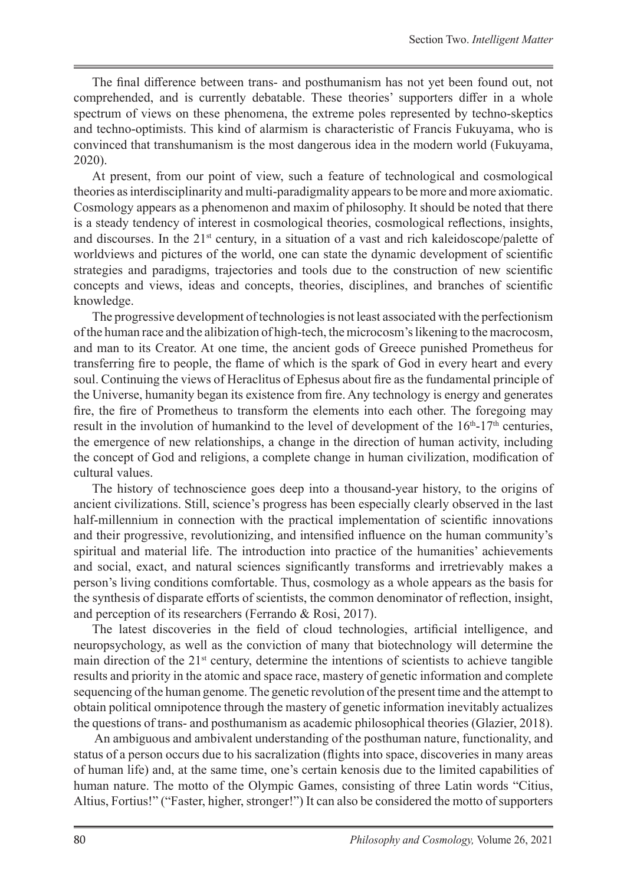The final difference between trans- and posthumanism has not yet been found out, not comprehended, and is currently debatable. These theories' supporters differ in a whole spectrum of views on these phenomena, the extreme poles represented by techno-skeptics and techno-optimists. This kind of alarmism is characteristic of Francis Fukuyama, who is convinced that transhumanism is the most dangerous idea in the modern world (Fukuyama, 2020).

At present, from our point of view, such a feature of technological and cosmological theories as interdisciplinarity and multi-paradigmality appears to be more and more axiomatic. Cosmology appears as a phenomenon and maxim of philosophy. It should be noted that there is a steady tendency of interest in cosmological theories, cosmological reflections, insights, and discourses. In the 21st century, in a situation of a vast and rich kaleidoscope/palette of worldviews and pictures of the world, one can state the dynamic development of scientific strategies and paradigms, trajectories and tools due to the construction of new scientific concepts and views, ideas and concepts, theories, disciplines, and branches of scientific knowledge.

The progressive development of technologies is not least associated with the perfectionism of the human race and the alibization of high-tech, the microcosm's likening to the macrocosm, and man to its Creator. At one time, the ancient gods of Greece punished Prometheus for transferring fire to people, the flame of which is the spark of God in every heart and every soul. Continuing the views of Heraclitus of Ephesus about fire as the fundamental principle of the Universe, humanity began its existence from fire. Any technology is energy and generates fire, the fire of Prometheus to transform the elements into each other. The foregoing may result in the involution of humankind to the level of development of the 16th-17th centuries, the emergence of new relationships, a change in the direction of human activity, including the concept of God and religions, a complete change in human civilization, modification of cultural values.

The history of technoscience goes deep into a thousand-year history, to the origins of ancient civilizations. Still, science's progress has been especially clearly observed in the last half-millennium in connection with the practical implementation of scientific innovations and their progressive, revolutionizing, and intensified influence on the human community's spiritual and material life. The introduction into practice of the humanities' achievements and social, exact, and natural sciences significantly transforms and irretrievably makes a person's living conditions comfortable. Thus, cosmology as a whole appears as the basis for the synthesis of disparate efforts of scientists, the common denominator of reflection, insight, and perception of its researchers (Ferrando & Rosi, 2017).

The latest discoveries in the field of cloud technologies, artificial intelligence, and neuropsychology, as well as the conviction of many that biotechnology will determine the main direction of the 21st century, determine the intentions of scientists to achieve tangible results and priority in the atomic and space race, mastery of genetic information and complete sequencing of the human genome. The genetic revolution of the present time and the attempt to obtain political omnipotence through the mastery of genetic information inevitably actualizes the questions of trans- and posthumanism as academic philosophical theories (Glazier, 2018).

An ambiguous and ambivalent understanding of the posthuman nature, functionality, and status of a person occurs due to his sacralization (flights into space, discoveries in many areas of human life) and, at the same time, one's certain kenosis due to the limited capabilities of human nature. The motto of the Olympic Games, consisting of three Latin words "Citius, Altius, Fortius!" ("Faster, higher, stronger!") It can also be considered the motto of supporters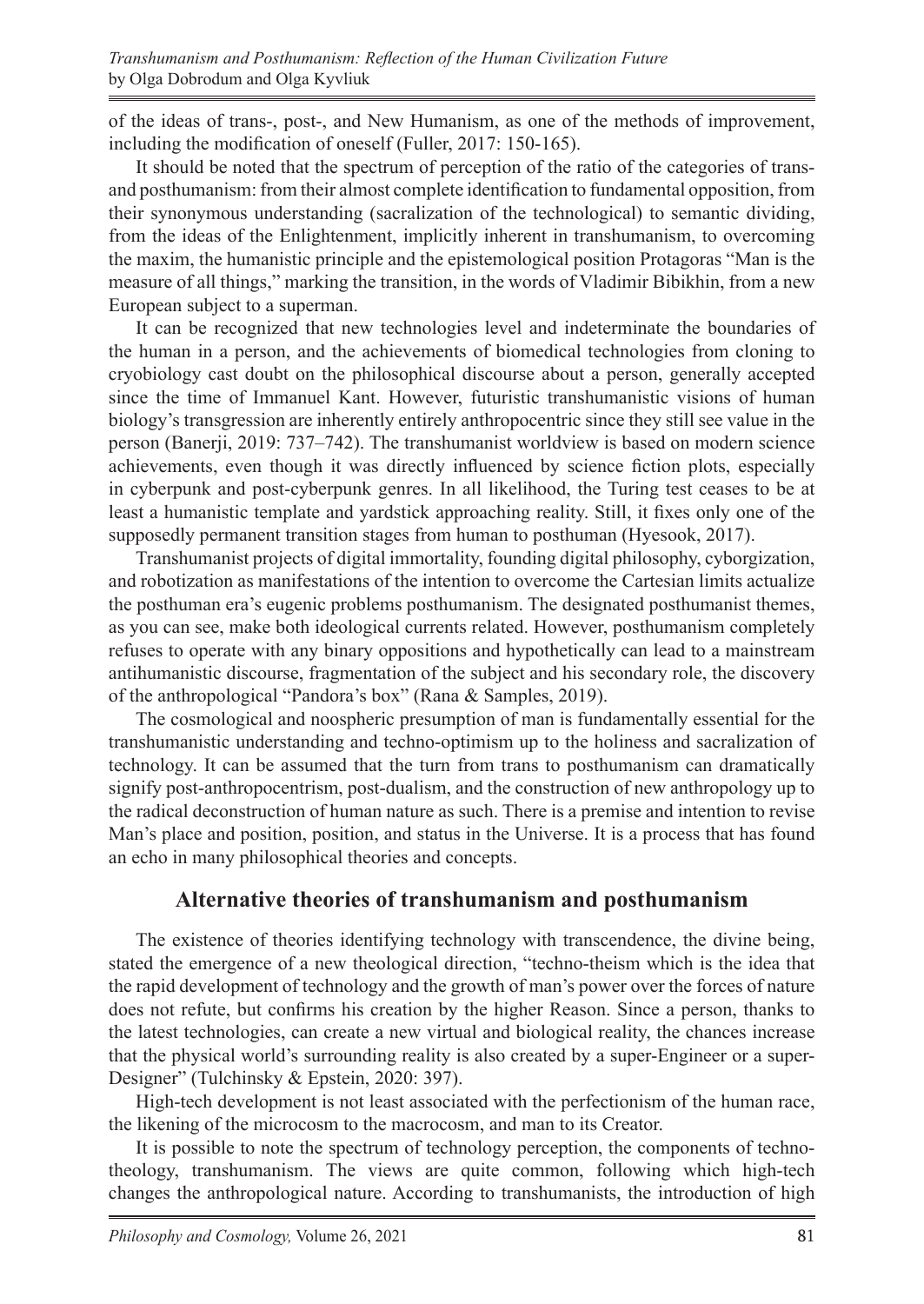of the ideas of trans-, post-, and New Humanism, as one of the methods of improvement, including the modification of oneself (Fuller, 2017: 150-165).

It should be noted that the spectrum of perception of the ratio of the categories of trans- and posthumanism: from their almost complete identification to fundamental opposition, from their synonymous understanding (sacralization of the technological) to semantic dividing, from the ideas of the Enlightenment, implicitly inherent in transhumanism, to overcoming the maxim, the humanistic principle and the epistemological position Protagoras "Man is the measure of all things," marking the transition, in the words of Vladimir Bibikhin, from a new European subject to a superman.

It can be recognized that new technologies level and indeterminate the boundaries of the human in a person, and the achievements of biomedical technologies from cloning to cryobiology cast doubt on the philosophical discourse about a person, generally accepted since the time of Immanuel Kant. However, futuristic transhumanistic visions of human biology's transgression are inherently entirely anthropocentric since they still see value in the person (Banerji, 2019: 737–742). The transhumanist worldview is based on modern science achievements, even though it was directly influenced by science fiction plots, especially in cyberpunk and post-cyberpunk genres. In all likelihood, the Turing test ceases to be at least a humanistic template and yardstick approaching reality. Still, it fixes only one of the supposedly permanent transition stages from human to posthuman (Hyesook, 2017).

Transhumanist projects of digital immortality, founding digital philosophy, cyborgization, and robotization as manifestations of the intention to overcome the Cartesian limits actualize the posthuman era's eugenic problems posthumanism. The designated posthumanist themes, as you can see, make both ideological currents related. However, posthumanism completely refuses to operate with any binary oppositions and hypothetically can lead to a mainstream antihumanistic discourse, fragmentation of the subject and his secondary role, the discovery of the anthropological "Pandora's box" (Rana & Samples, 2019).

The cosmological and noospheric presumption of man is fundamentally essential for the transhumanistic understanding and techno-optimism up to the holiness and sacralization of technology. It can be assumed that the turn from trans to posthumanism can dramatically signify post-anthropocentrism, post-dualism, and the construction of new anthropology up to the radical deconstruction of human nature as such. There is a premise and intention to revise Man's place and position, position, and status in the Universe. It is a process that has found an echo in many philosophical theories and concepts.

## Alternative theories of transhumanism and posthumanism

The existence of theories identifying technology with transcendence, the divine being, stated the emergence of a new theological direction, "techno-theism which is the idea that the rapid development of technology and the growth of man's power over the forces of nature does not refute, but confirms his creation by the higher Reason. Since a person, thanks to the latest technologies, can create a new virtual and biological reality, the chances increase that the physical world's surrounding reality is also created by a super-Engineer or a super-Designer" (Tulchinsky & Epstein, 2020: 397).

High-tech development is not least associated with the perfectionism of the human race, the likening of the microcosm to the macrocosm, and man to its Creator.

It is possible to note the spectrum of technology perception, the components of techno-theology, transhumanism. The views are quite common, following which high-tech changes the anthropological nature. According to transhumanists, the introduction of high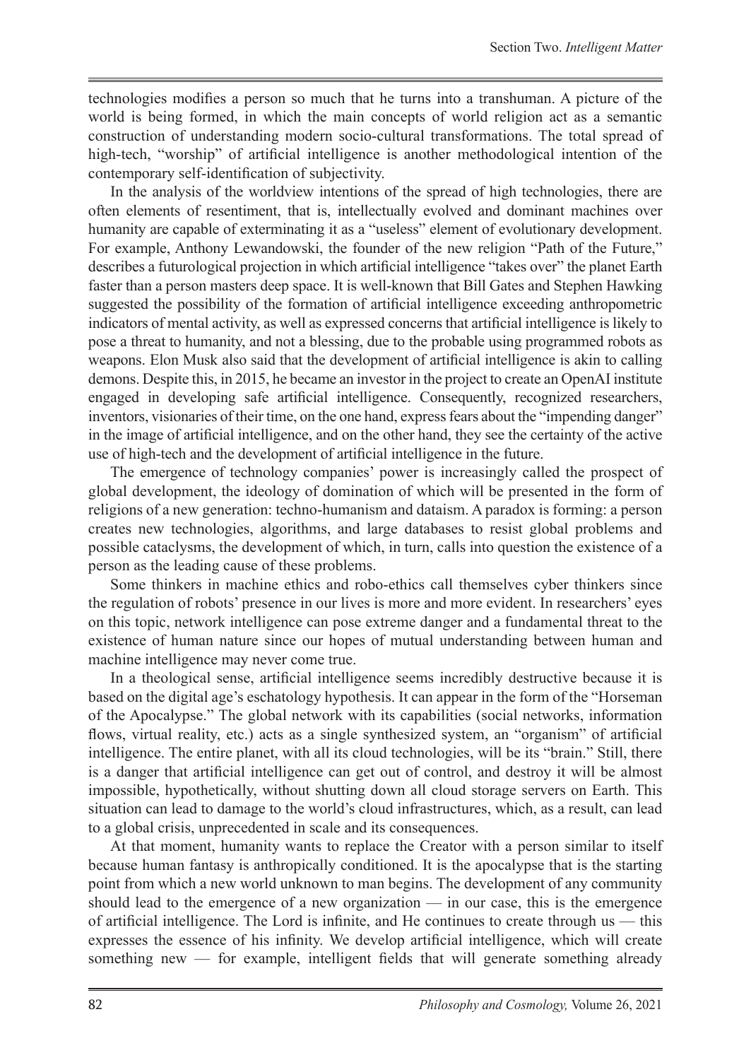technologies modifies a person so much that he turns into a transhuman. A picture of the world is being formed, in which the main concepts of world religion act as a semantic construction of understanding modern socio-cultural transformations. The total spread of high-tech, "worship" of artificial intelligence is another methodological intention of the contemporary self-identification of subjectivity.

In the analysis of the worldview intentions of the spread of high technologies, there are often elements of resentiment, that is, intellectually evolved and dominant machines over humanity are capable of exterminating it as a "useless" element of evolutionary development. For example, Anthony Lewandowski, the founder of the new religion "Path of the Future," describes a futurological projection in which artificial intelligence "takes over" the planet Earth faster than a person masters deep space. It is well-known that Bill Gates and Stephen Hawking suggested the possibility of the formation of artificial intelligence exceeding anthropometric indicators of mental activity, as well as expressed concerns that artificial intelligence is likely to pose a threat to humanity, and not a blessing, due to the probable using programmed robots as weapons. Elon Musk also said that the development of artificial intelligence is akin to calling demons. Despite this, in 2015, he became an investor in the project to create an OpenAI institute engaged in developing safe artificial intelligence. Consequently, recognized researchers, inventors, visionaries of their time, on the one hand, express fears about the "impending danger" in the image of artificial intelligence, and on the other hand, they see the certainty of the active use of high-tech and the development of artificial intelligence in the future.

The emergence of technology companies' power is increasingly called the prospect of global development, the ideology of domination of which will be presented in the form of religions of a new generation: techno-humanism and dataism. A paradox is forming: a person creates new technologies, algorithms, and large databases to resist global problems and possible cataclysms, the development of which, in turn, calls into question the existence of a person as the leading cause of these problems.

Some thinkers in machine ethics and robo-ethics call themselves cyber thinkers since the regulation of robots' presence in our lives is more and more evident. In researchers' eyes on this topic, network intelligence can pose extreme danger and a fundamental threat to the existence of human nature since our hopes of mutual understanding between human and machine intelligence may never come true.

In a theological sense, artificial intelligence seems incredibly destructive because it is based on the digital age's eschatology hypothesis. It can appear in the form of the "Horseman of the Apocalypse." The global network with its capabilities (social networks, information flows, virtual reality, etc.) acts as a single synthesized system, an "organism" of artificial intelligence. The entire planet, with all its cloud technologies, will be its "brain." Still, there is a danger that artificial intelligence can get out of control, and destroy it will be almost impossible, hypothetically, without shutting down all cloud storage servers on Earth. This situation can lead to damage to the world's cloud infrastructures, which, as a result, can lead to a global crisis, unprecedented in scale and its consequences.

At that moment, humanity wants to replace the Creator with a person similar to itself because human fantasy is anthropically conditioned. It is the apocalypse that is the starting point from which a new world unknown to man begins. The development of any community should lead to the emergence of a new organization — in our case, this is the emergence of artificial intelligence. The Lord is infinite, and He continues to create through us — this expresses the essence of his infinity. We develop artificial intelligence, which will create something new — for example, intelligent fields that will generate something already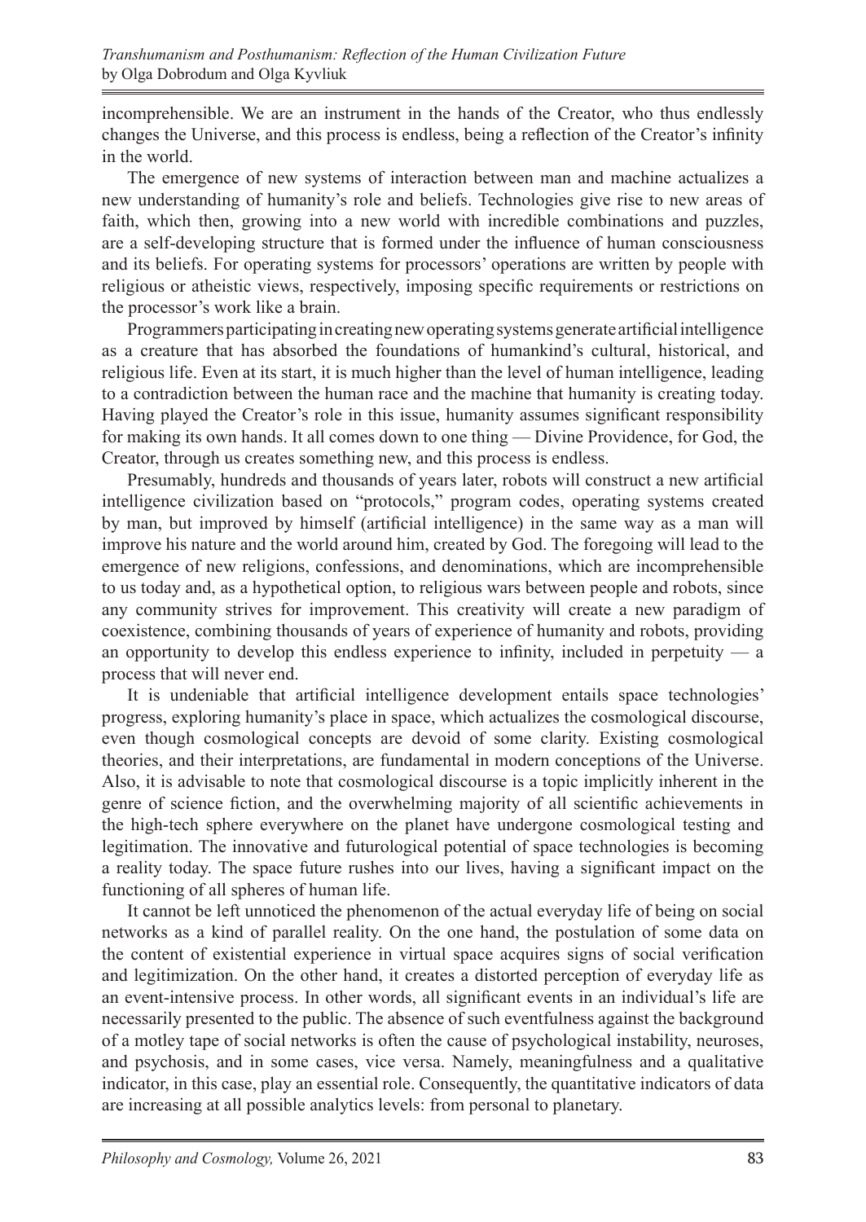incomprehensible. We are an instrument in the hands of the Creator, who thus endlessly changes the Universe, and this process is endless, being a reflection of the Creator's infinity in the world.

The emergence of new systems of interaction between man and machine actualizes a new understanding of humanity's role and beliefs. Technologies give rise to new areas of faith, which then, growing into a new world with incredible combinations and puzzles, are a self-developing structure that is formed under the influence of human consciousness and its beliefs. For operating systems for processors' operations are written by people with religious or atheistic views, respectively, imposing specific requirements or restrictions on the processor's work like a brain.

Programmers participating in creating new operating systems generate artificial intelligence as a creature that has absorbed the foundations of humankind's cultural, historical, and religious life. Even at its start, it is much higher than the level of human intelligence, leading to a contradiction between the human race and the machine that humanity is creating today. Having played the Creator's role in this issue, humanity assumes significant responsibility for making its own hands. It all comes down to one thing — Divine Providence, for God, the Creator, through us creates something new, and this process is endless.

Presumably, hundreds and thousands of years later, robots will construct a new artificial intelligence civilization based on "protocols," program codes, operating systems created by man, but improved by himself (artificial intelligence) in the same way as a man will improve his nature and the world around him, created by God. The foregoing will lead to the emergence of new religions, confessions, and denominations, which are incomprehensible to us today and, as a hypothetical option, to religious wars between people and robots, since any community strives for improvement. This creativity will create a new paradigm of coexistence, combining thousands of years of experience of humanity and robots, providing an opportunity to develop this endless experience to infinity, included in perpetuity — a process that will never end.

It is undeniable that artificial intelligence development entails space technologies' progress, exploring humanity's place in space, which actualizes the cosmological discourse, even though cosmological concepts are devoid of some clarity. Existing cosmological theories, and their interpretations, are fundamental in modern conceptions of the Universe. Also, it is advisable to note that cosmological discourse is a topic implicitly inherent in the genre of science fiction, and the overwhelming majority of all scientific achievements in the high-tech sphere everywhere on the planet have undergone cosmological testing and legitimation. The innovative and futurological potential of space technologies is becoming a reality today. The space future rushes into our lives, having a significant impact on the functioning of all spheres of human life.

It cannot be left unnoticed the phenomenon of the actual everyday life of being on social networks as a kind of parallel reality. On the one hand, the postulation of some data on the content of existential experience in virtual space acquires signs of social verification and legitimization. On the other hand, it creates a distorted perception of everyday life as an event-intensive process. In other words, all significant events in an individual's life are necessarily presented to the public. The absence of such eventfulness against the background of a motley tape of social networks is often the cause of psychological instability, neuroses, and psychosis, and in some cases, vice versa. Namely, meaningfulness and a qualitative indicator, in this case, play an essential role. Consequently, the quantitative indicators of data are increasing at all possible analytics levels: from personal to planetary.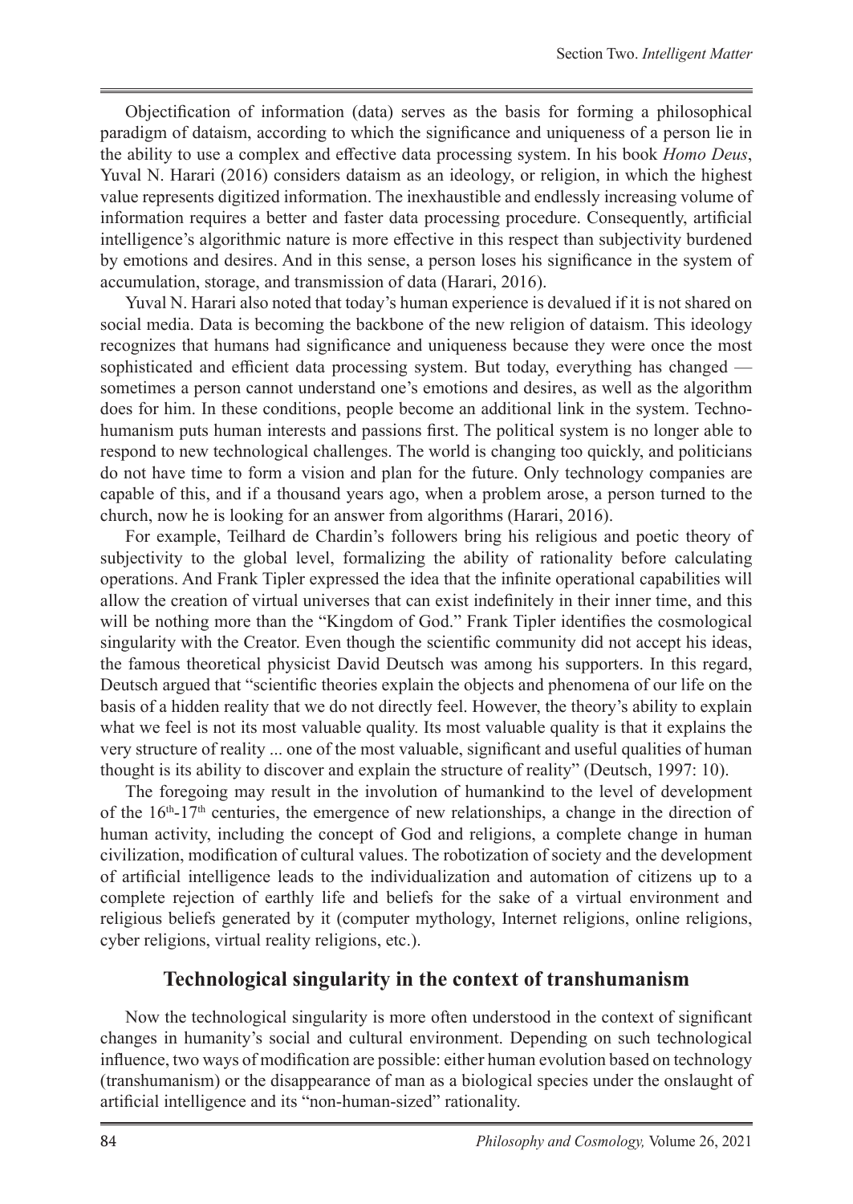Objectification of information (data) serves as the basis for forming a philosophical paradigm of dataism, according to which the significance and uniqueness of a person lie in the ability to use a complex and effective data processing system. In his book *Homo Deus*, Yuval N. Harari (2016) considers dataism as an ideology, or religion, in which the highest value represents digitized information. The inexhaustible and endlessly increasing volume of information requires a better and faster data processing procedure. Consequently, artificial intelligence's algorithmic nature is more effective in this respect than subjectivity burdened by emotions and desires. And in this sense, a person loses his significance in the system of accumulation, storage, and transmission of data (Harari, 2016).

Yuval N. Harari also noted that today's human experience is devalued if it is not shared on social media. Data is becoming the backbone of the new religion of dataism. This ideology recognizes that humans had significance and uniqueness because they were once the most sophisticated and efficient data processing system. But today, everything has changed — sometimes a person cannot understand one's emotions and desires, as well as the algorithm does for him. In these conditions, people become an additional link in the system. Techno-humanism puts human interests and passions first. The political system is no longer able to respond to new technological challenges. The world is changing too quickly, and politicians do not have time to form a vision and plan for the future. Only technology companies are capable of this, and if a thousand years ago, when a problem arose, a person turned to the church, now he is looking for an answer from algorithms (Harari, 2016).

For example, Teilhard de Chardin's followers bring his religious and poetic theory of subjectivity to the global level, formalizing the ability of rationality before calculating operations. And Frank Tipler expressed the idea that the infinite operational capabilities will allow the creation of virtual universes that can exist indefinitely in their inner time, and this will be nothing more than the "Kingdom of God." Frank Tipler identifies the cosmological singularity with the Creator. Even though the scientific community did not accept his ideas, the famous theoretical physicist David Deutsch was among his supporters. In this regard, Deutsch argued that "scientific theories explain the objects and phenomena of our life on the basis of a hidden reality that we do not directly feel. However, the theory's ability to explain what we feel is not its most valuable quality. Its most valuable quality is that it explains the very structure of reality ... one of the most valuable, significant and useful qualities of human thought is its ability to discover and explain the structure of reality" (Deutsch, 1997: 10).

The foregoing may result in the involution of humankind to the level of development of the 16th-17th centuries, the emergence of new relationships, a change in the direction of human activity, including the concept of God and religions, a complete change in human civilization, modification of cultural values. The robotization of society and the development of artificial intelligence leads to the individualization and automation of citizens up to a complete rejection of earthly life and beliefs for the sake of a virtual environment and religious beliefs generated by it (computer mythology, Internet religions, online religions, cyber religions, virtual reality religions, etc.).

## Technological singularity in the context of transhumanism

Now the technological singularity is more often understood in the context of significant changes in humanity's social and cultural environment. Depending on such technological influence, two ways of modification are possible: either human evolution based on technology (transhumanism) or the disappearance of man as a biological species under the onslaught of artificial intelligence and its "non-human-sized" rationality.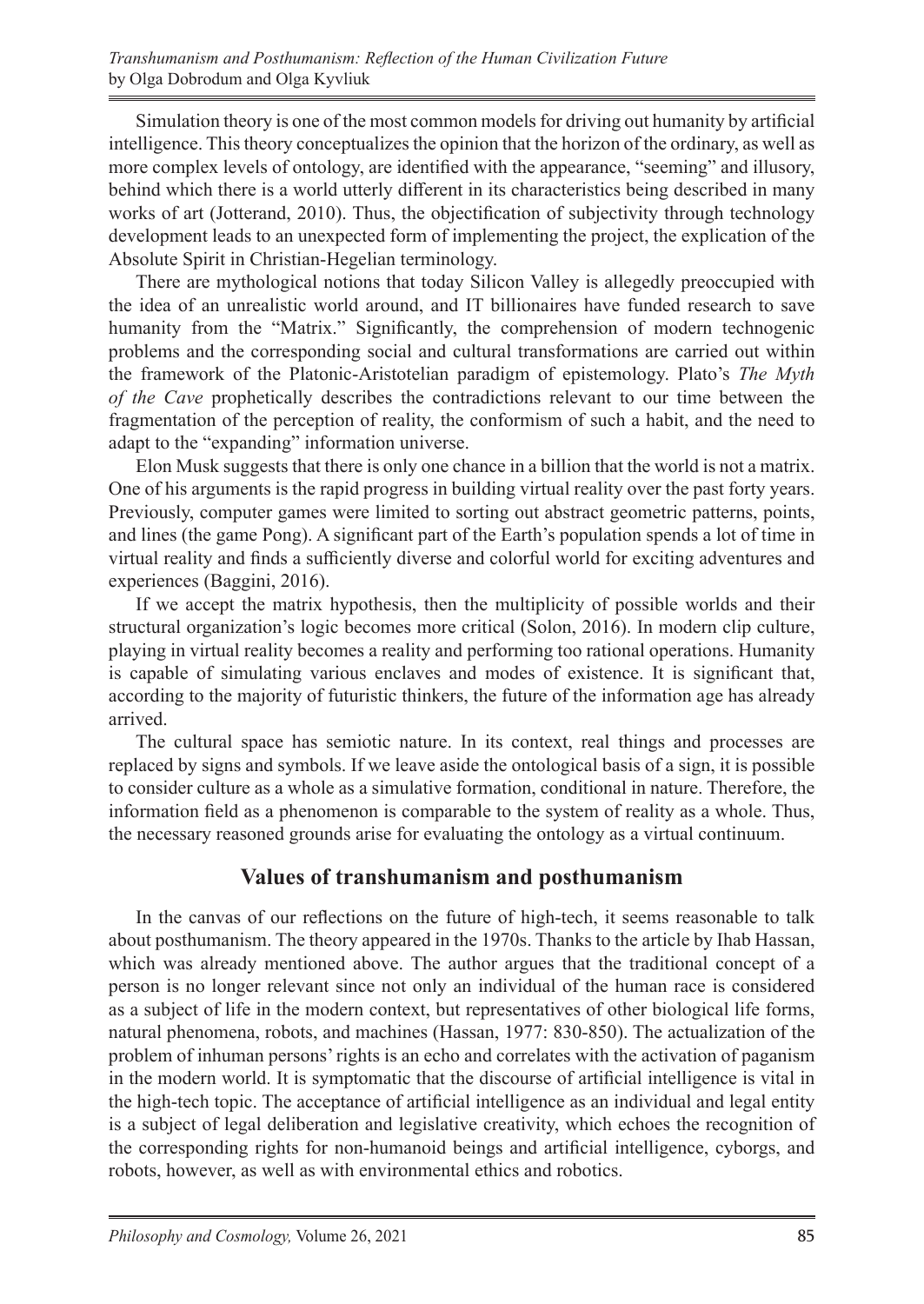Simulation theory is one of the most common models for driving out humanity by artificial intelligence. This theory conceptualizes the opinion that the horizon of the ordinary, as well as more complex levels of ontology, are identified with the appearance, "seeming" and illusory, behind which there is a world utterly different in its characteristics being described in many works of art (Jotterand, 2010). Thus, the objectification of subjectivity through technology development leads to an unexpected form of implementing the project, the explication of the Absolute Spirit in Christian-Hegelian terminology.

There are mythological notions that today Silicon Valley is allegedly preoccupied with the idea of an unrealistic world around, and IT billionaires have funded research to save humanity from the "Matrix." Significantly, the comprehension of modern technogenic problems and the corresponding social and cultural transformations are carried out within the framework of the Platonic-Aristotelian paradigm of epistemology. Plato's *The Myth of the Cave* prophetically describes the contradictions relevant to our time between the fragmentation of the perception of reality, the conformism of such a habit, and the need to adapt to the "expanding" information universe.

Elon Musk suggests that there is only one chance in a billion that the world is not a matrix. One of his arguments is the rapid progress in building virtual reality over the past forty years. Previously, computer games were limited to sorting out abstract geometric patterns, points, and lines (the game Pong). A significant part of the Earth's population spends a lot of time in virtual reality and finds a sufficiently diverse and colorful world for exciting adventures and experiences (Baggini, 2016).

If we accept the matrix hypothesis, then the multiplicity of possible worlds and their structural organization's logic becomes more critical (Solon, 2016). In modern clip culture, playing in virtual reality becomes a reality and performing too rational operations. Humanity is capable of simulating various enclaves and modes of existence. It is significant that, according to the majority of futuristic thinkers, the future of the information age has already arrived.

The cultural space has semiotic nature. In its context, real things and processes are replaced by signs and symbols. If we leave aside the ontological basis of a sign, it is possible to consider culture as a whole as a simulative formation, conditional in nature. Therefore, the information field as a phenomenon is comparable to the system of reality as a whole. Thus, the necessary reasoned grounds arise for evaluating the ontology as a virtual continuum.

## Values of transhumanism and posthumanism

In the canvas of our reflections on the future of high-tech, it seems reasonable to talk about posthumanism. The theory appeared in the 1970s. Thanks to the article by Ihab Hassan, which was already mentioned above. The author argues that the traditional concept of a person is no longer relevant since not only an individual of the human race is considered as a subject of life in the modern context, but representatives of other biological life forms, natural phenomena, robots, and machines (Hassan, 1977: 830-850). The actualization of the problem of inhuman persons' rights is an echo and correlates with the activation of paganism in the modern world. It is symptomatic that the discourse of artificial intelligence is vital in the high-tech topic. The acceptance of artificial intelligence as an individual and legal entity is a subject of legal deliberation and legislative creativity, which echoes the recognition of the corresponding rights for non-humanoid beings and artificial intelligence, cyborgs, and robots, however, as well as with environmental ethics and robotics.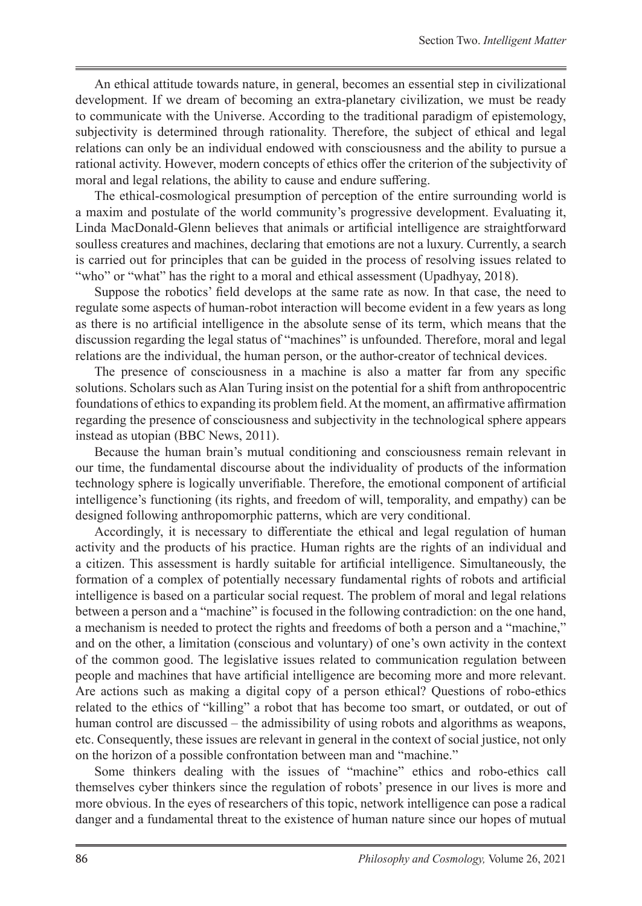An ethical attitude towards nature, in general, becomes an essential step in civilizational development. If we dream of becoming an extra-planetary civilization, we must be ready to communicate with the Universe. According to the traditional paradigm of epistemology, subjectivity is determined through rationality. Therefore, the subject of ethical and legal relations can only be an individual endowed with consciousness and the ability to pursue a rational activity. However, modern concepts of ethics offer the criterion of the subjectivity of moral and legal relations, the ability to cause and endure suffering.

The ethical-cosmological presumption of perception of the entire surrounding world is a maxim and postulate of the world community's progressive development. Evaluating it, Linda MacDonald-Glenn believes that animals or artificial intelligence are straightforward soulless creatures and machines, declaring that emotions are not a luxury. Currently, a search is carried out for principles that can be guided in the process of resolving issues related to "who" or "what" has the right to a moral and ethical assessment (Upadhyay, 2018).

Suppose the robotics' field develops at the same rate as now. In that case, the need to regulate some aspects of human-robot interaction will become evident in a few years as long as there is no artificial intelligence in the absolute sense of its term, which means that the discussion regarding the legal status of "machines" is unfounded. Therefore, moral and legal relations are the individual, the human person, or the author-creator of technical devices.

The presence of consciousness in a machine is also a matter far from any specific solutions. Scholars such as Alan Turing insist on the potential for a shift from anthropocentric foundations of ethics to expanding its problem field. At the moment, an affirmative affirmation regarding the presence of consciousness and subjectivity in the technological sphere appears instead as utopian (BBC News, 2011).

Because the human brain's mutual conditioning and consciousness remain relevant in our time, the fundamental discourse about the individuality of products of the information technology sphere is logically unverifiable. Therefore, the emotional component of artificial intelligence's functioning (its rights, and freedom of will, temporality, and empathy) can be designed following anthropomorphic patterns, which are very conditional.

Accordingly, it is necessary to differentiate the ethical and legal regulation of human activity and the products of his practice. Human rights are the rights of an individual and a citizen. This assessment is hardly suitable for artificial intelligence. Simultaneously, the formation of a complex of potentially necessary fundamental rights of robots and artificial intelligence is based on a particular social request. The problem of moral and legal relations between a person and a "machine" is focused in the following contradiction: on the one hand, a mechanism is needed to protect the rights and freedoms of both a person and a "machine," and on the other, a limitation (conscious and voluntary) of one's own activity in the context of the common good. The legislative issues related to communication regulation between people and machines that have artificial intelligence are becoming more and more relevant. Are actions such as making a digital copy of a person ethical? Questions of robo-ethics related to the ethics of "killing" a robot that has become too smart, or outdated, or out of human control are discussed – the admissibility of using robots and algorithms as weapons, etc. Consequently, these issues are relevant in general in the context of social justice, not only on the horizon of a possible confrontation between man and "machine."

Some thinkers dealing with the issues of "machine" ethics and robo-ethics call themselves cyber thinkers since the regulation of robots' presence in our lives is more and more obvious. In the eyes of researchers of this topic, network intelligence can pose a radical danger and a fundamental threat to the existence of human nature since our hopes of mutual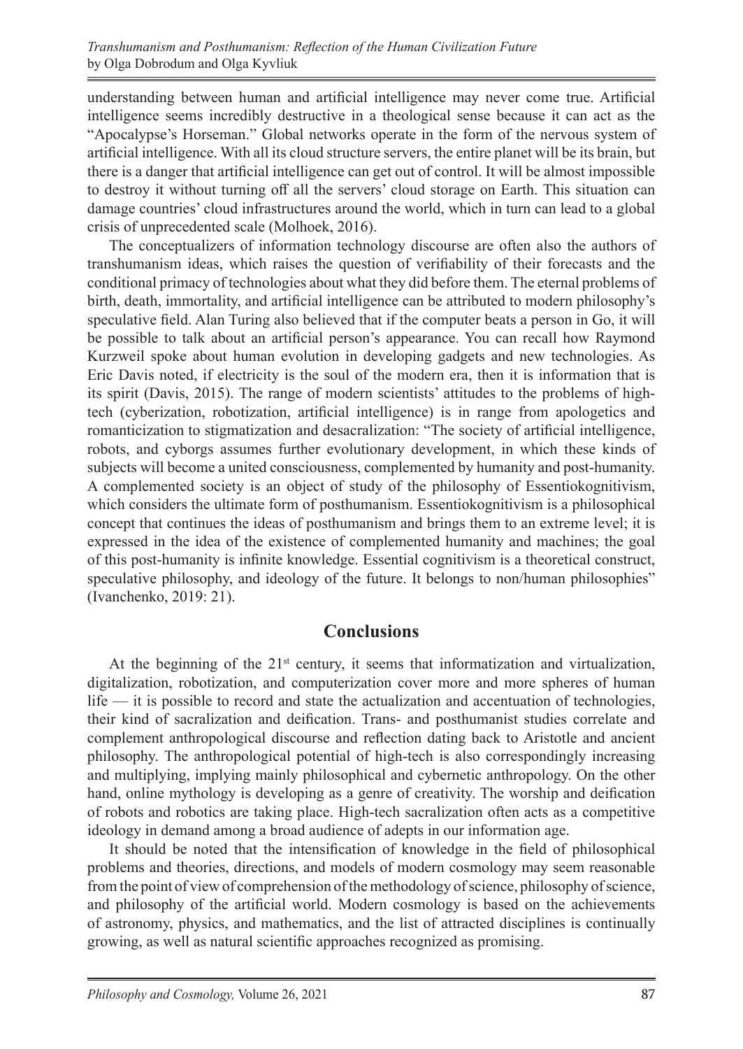understanding between human and artificial intelligence may never come true. Artificial intelligence seems incredibly destructive in a theological sense because it can act as the "Apocalypse's Horseman." Global networks operate in the form of the nervous system of artificial intelligence. With all its cloud structure servers, the entire planet will be its brain, but there is a danger that artificial intelligence can get out of control. It will be almost impossible to destroy it without turning off all the servers' cloud storage on Earth. This situation can damage countries' cloud infrastructures around the world, which in turn can lead to a global crisis of unprecedented scale (Molhoek, 2016).

The conceptualizers of information technology discourse are often also the authors of transhumanism ideas, which raises the question of verifiability of their forecasts and the conditional primacy of technologies about what they did before them. The eternal problems of birth, death, immortality, and artificial intelligence can be attributed to modern philosophy's speculative field. Alan Turing also believed that if the computer beats a person in Go, it will be possible to talk about an artificial person's appearance. You can recall how Raymond Kurzweil spoke about human evolution in developing gadgets and new technologies. As Eric Davis noted, if electricity is the soul of the modern era, then it is information that is its spirit (Davis, 2015). The range of modern scientists' attitudes to the problems of high-tech (cyberization, robotization, artificial intelligence) is in range from apologetics and romanticization to stigmatization and desacralization: "The society of artificial intelligence, robots, and cyborgs assumes further evolutionary development, in which these kinds of subjects will become a united consciousness, complemented by humanity and post-humanity. A complemented society is an object of study of the philosophy of Essentiokognitivism, which considers the ultimate form of posthumanism. Essentiokognitivism is a philosophical concept that continues the ideas of posthumanism and brings them to an extreme level; it is expressed in the idea of the existence of complemented humanity and machines; the goal of this post-humanity is infinite knowledge. Essential cognitivism is a theoretical construct, speculative philosophy, and ideology of the future. It belongs to non/human philosophies" (Ivanchenko, 2019: 21).

## Conclusions

At the beginning of the 21st century, it seems that informatization and virtualization, digitalization, robotization, and computerization cover more and more spheres of human life — it is possible to record and state the actualization and accentuation of technologies, their kind of sacralization and deification. Trans- and posthumanist studies correlate and complement anthropological discourse and reflection dating back to Aristotle and ancient philosophy. The anthropological potential of high-tech is also correspondingly increasing and multiplying, implying mainly philosophical and cybernetic anthropology. On the other hand, online mythology is developing as a genre of creativity. The worship and deification of robots and robotics are taking place. High-tech sacralization often acts as a competitive ideology in demand among a broad audience of adepts in our information age.

It should be noted that the intensification of knowledge in the field of philosophical problems and theories, directions, and models of modern cosmology may seem reasonable from the point of view of comprehension of the methodology of science, philosophy of science, and philosophy of the artificial world. Modern cosmology is based on the achievements of astronomy, physics, and mathematics, and the list of attracted disciplines is continually growing, as well as natural scientific approaches recognized as promising.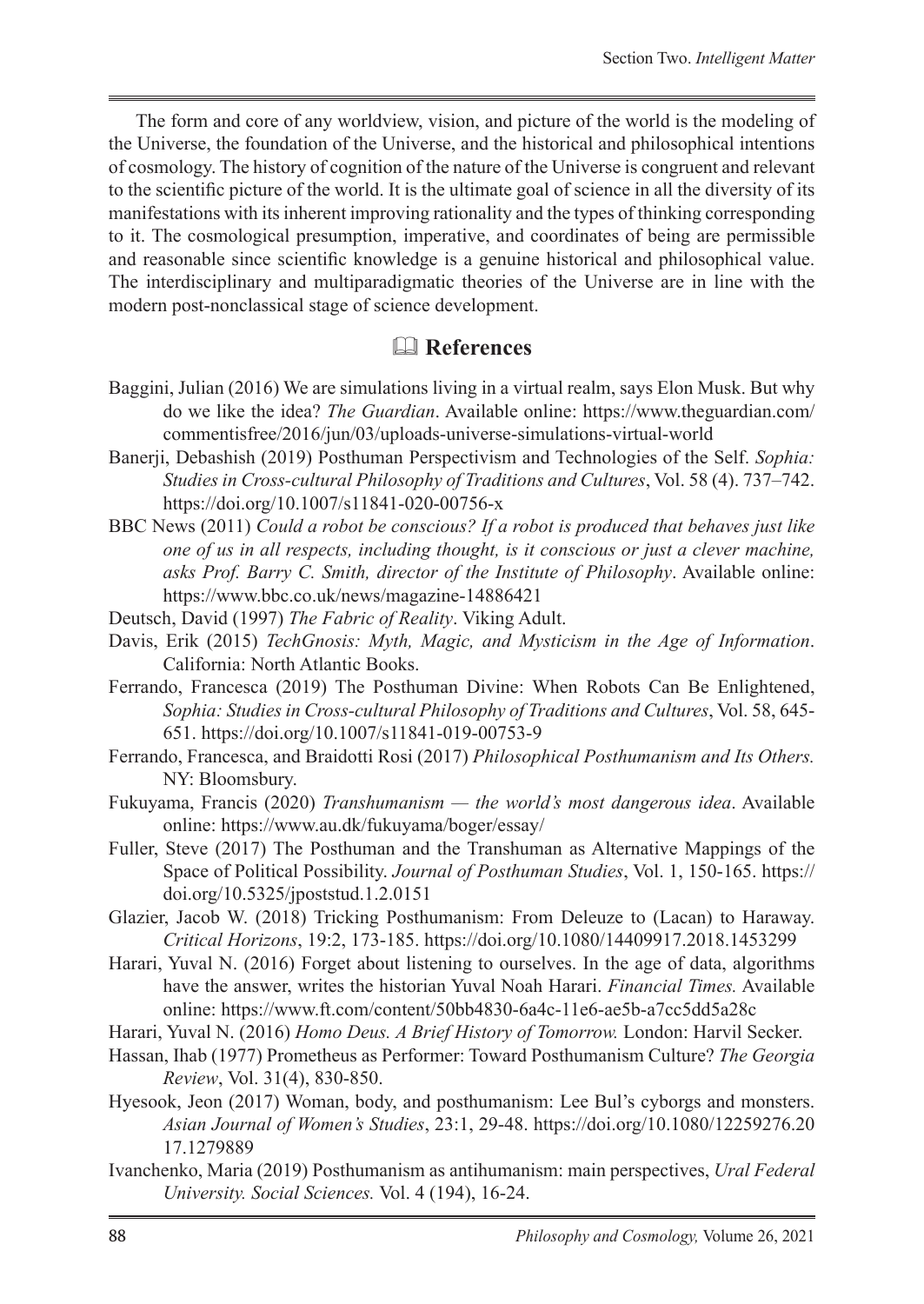The form and core of any worldview, vision, and picture of the world is the modeling of the Universe, the foundation of the Universe, and the historical and philosophical intentions of cosmology. The history of cognition of the nature of the Universe is congruent and relevant to the scientific picture of the world. It is the ultimate goal of science in all the diversity of its manifestations with its inherent improving rationality and the types of thinking corresponding to it. The cosmological presumption, imperative, and coordinates of being are permissible and reasonable since scientific knowledge is a genuine historical and philosophical value. The interdisciplinary and multiparadigmatic theories of the Universe are in line with the modern post-nonclassical stage of science development.

## References

Baggini, Julian (2016) We are simulations living in a virtual realm, says Elon Musk. But why do we like the idea? *The Guardian*. Available online: https://www.theguardian.com/commentisfree/2016/jun/03/uploads-universe-simulations-virtual-world

Banerji, Debashish (2019) Posthuman Perspectivism and Technologies of the Self. *Sophia: Studies in Cross-cultural Philosophy of Traditions and Cultures*, Vol. 58 (4). 737–742. https://doi.org/10.1007/s11841-020-00756-x

BBC News (2011) *Could a robot be conscious? If a robot is produced that behaves just like one of us in all respects, including thought, is it conscious or just a clever machine, asks Prof. Barry C. Smith, director of the Institute of Philosophy*. Available online: https://www.bbc.co.uk/news/magazine-14886421

Deutsch, David (1997) *The Fabric of Reality*. Viking Adult.

Davis, Erik (2015) *TechGnosis: Myth, Magic, and Mysticism in the Age of Information*. California: North Atlantic Books.

Ferrando, Francesca (2019) The Posthuman Divine: When Robots Can Be Enlightened, *Sophia: Studies in Cross-cultural Philosophy of Traditions and Cultures*, Vol. 58, 645-651. https://doi.org/10.1007/s11841-019-00753-9

Ferrando, Francesca, and Braidotti Rosi (2017) *Philosophical Posthumanism and Its Others.* NY: Bloomsbury.

Fukuyama, Francis (2020) *Transhumanism — the world's most dangerous idea*. Available online: https://www.au.dk/fukuyama/boger/essay/

Fuller, Steve (2017) The Posthuman and the Transhuman as Alternative Mappings of the Space of Political Possibility. *Journal of Posthuman Studies*, Vol. 1, 150-165. https://doi.org/10.5325/jpoststud.1.2.0151

Glazier, Jacob W. (2018) Tricking Posthumanism: From Deleuze to (Lacan) to Haraway. *Critical Horizons*, 19:2, 173-185. https://doi.org/10.1080/14409917.2018.1453299

Harari, Yuval N. (2016) Forget about listening to ourselves. In the age of data, algorithms have the answer, writes the historian Yuval Noah Harari. *Financial Times.* Available online: https://www.ft.com/content/50bb4830-6a4c-11e6-ae5b-a7cc5dd5a28c

Harari, Yuval N. (2016) *Homo Deus. A Brief History of Tomorrow.* London: Harvil Secker.

Hassan, Ihab (1977) Prometheus as Performer: Toward Posthumanism Culture? *The Georgia Review*, Vol. 31(4), 830-850.

Hyesook, Jeon (2017) Woman, body, and posthumanism: Lee Bul's cyborgs and monsters. *Asian Journal of Women's Studies*, 23:1, 29-48. https://doi.org/10.1080/12259276.2017.1279889

Ivanchenko, Maria (2019) Posthumanism as antihumanism: main perspectives, *Ural Federal University. Social Sciences.* Vol. 4 (194), 16-24.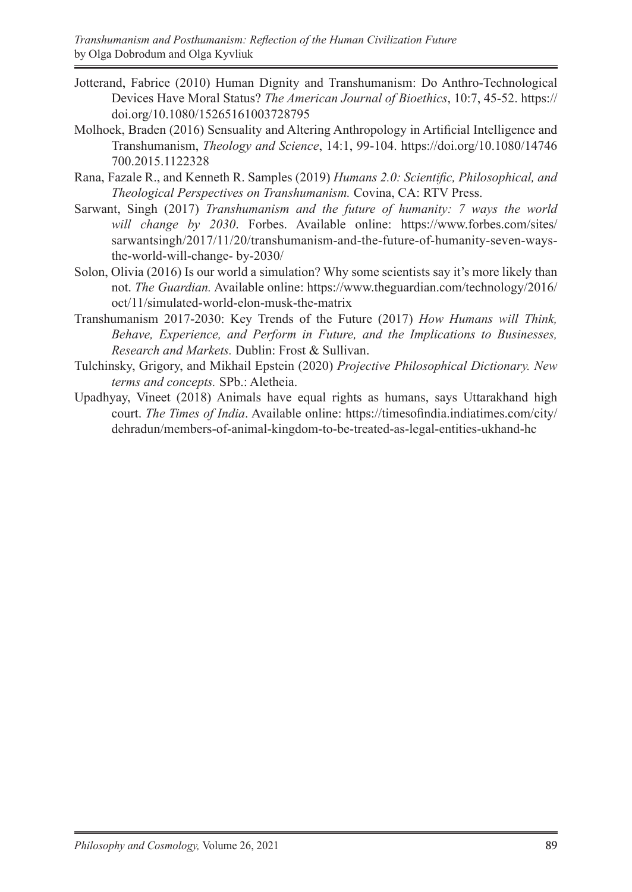Jotterand, Fabrice (2010) Human Dignity and Transhumanism: Do Anthro-Technological Devices Have Moral Status? *The American Journal of Bioethics*, 10:7, 45-52. https://doi.org/10.1080/15265161003728795

Molhoek, Braden (2016) Sensuality and Altering Anthropology in Artificial Intelligence and Transhumanism, *Theology and Science*, 14:1, 99-104. https://doi.org/10.1080/14746700.2015.1122328

Rana, Fazale R., and Kenneth R. Samples (2019) *Humans 2.0: Scientific, Philosophical, and Theological Perspectives on Transhumanism.* Covina, CA: RTV Press.

Sarwant, Singh (2017) *Transhumanism and the future of humanity: 7 ways the world will change by 2030*. Forbes. Available online: https://www.forbes.com/sites/sarwantsingh/2017/11/20/transhumanism-and-the-future-of-humanity-seven-ways-the-world-will-change- by-2030/

Solon, Olivia (2016) Is our world a simulation? Why some scientists say it's more likely than not. *The Guardian.* Available online: https://www.theguardian.com/technology/2016/oct/11/simulated-world-elon-musk-the-matrix

Transhumanism 2017-2030: Key Trends of the Future (2017) *How Humans will Think, Behave, Experience, and Perform in Future, and the Implications to Businesses, Research and Markets.* Dublin: Frost & Sullivan.

Tulchinsky, Grigory, and Mikhail Epstein (2020) *Projective Philosophical Dictionary. New terms and concepts.* SPb.: Aletheia.

Upadhyay, Vineet (2018) Animals have equal rights as humans, says Uttarakhand high court. *The Times of India*. Available online: https://timesofindia.indiatimes.com/city/dehradun/members-of-animal-kingdom-to-be-treated-as-legal-entities-ukhand-hc